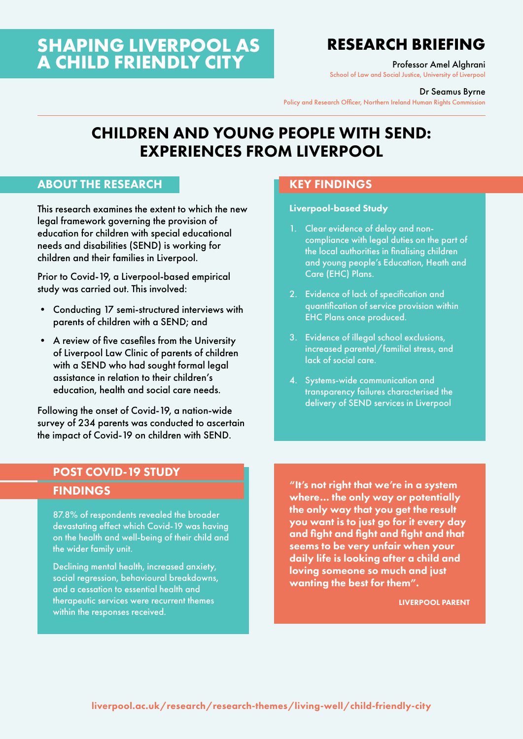# SHAPING LIVERPOOL AS A CHILD FRIENDLY CITY

## RESEARCH BRIEFING

Professor Amel Alghrani
School of Law and Social Justice, University of Liverpool

Dr Seamus Byrne
Policy and Research Officer, Northern Ireland Human Rights Commission

# CHILDREN AND YOUNG PEOPLE WITH SEND: EXPERIENCES FROM LIVERPOOL

## ABOUT THE RESEARCH

This research examines the extent to which the new legal framework governing the provision of education for children with special educational needs and disabilities (SEND) is working for children and their families in Liverpool.

Prior to Covid-19, a Liverpool-based empirical study was carried out. This involved:

- Conducting 17 semi-structured interviews with parents of children with a SEND; and
- A review of five casefiles from the University of Liverpool Law Clinic of parents of children with a SEND who had sought formal legal assistance in relation to their children's education, health and social care needs.

Following the onset of Covid-19, a nation-wide survey of 234 parents was conducted to ascertain the impact of Covid-19 on children with SEND.

## KEY FINDINGS

**Liverpool-based Study**

1. Clear evidence of delay and non-compliance with legal duties on the part of the local authorities in finalising children and young people's Education, Heath and Care (EHC) Plans.
2. Evidence of lack of specification and quantification of service provision within EHC Plans once produced.
3. Evidence of illegal school exclusions, increased parental/familial stress, and lack of social care.
4. Systems-wide communication and transparency failures characterised the delivery of SEND services in Liverpool

## POST COVID-19 STUDY FINDINGS

87.8% of respondents revealed the broader devastating effect which Covid-19 was having on the health and well-being of their child and the wider family unit.

Declining mental health, increased anxiety, social regression, behavioural breakdowns, and a cessation to essential health and therapeutic services were recurrent themes within the responses received.

> **"It's not right that we're in a system where... the only way or potentially the only way that you get the result you want is to just go for it every day and fight and fight and fight and that seems to be very unfair when your daily life is looking after a child and loving someone so much and just wanting the best for them".**
>
> **LIVERPOOL PARENT**

liverpool.ac.uk/research/research-themes/living-well/child-friendly-city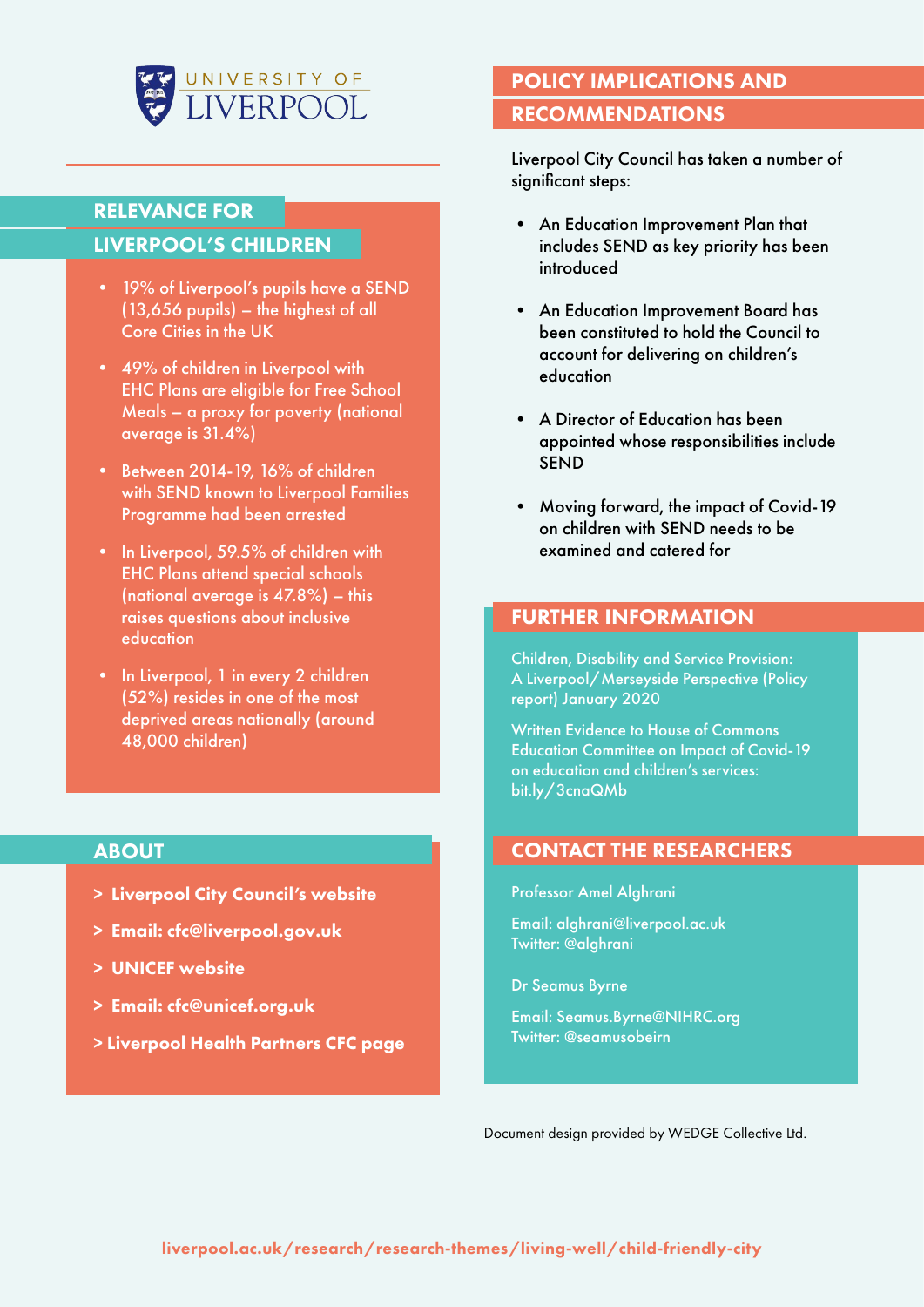## RELEVANCE FOR LIVERPOOL'S CHILDREN

- 19% of Liverpool's pupils have a SEND (13,656 pupils) – the highest of all Core Cities in the UK
- 49% of children in Liverpool with EHC Plans are eligible for Free School Meals – a proxy for poverty (national average is 31.4%)
- Between 2014-19, 16% of children with SEND known to Liverpool Families Programme had been arrested
- In Liverpool, 59.5% of children with EHC Plans attend special schools (national average is 47.8%) – this raises questions about inclusive education
- In Liverpool, 1 in every 2 children (52%) resides in one of the most deprived areas nationally (around 48,000 children)

## ABOUT

> **Liverpool City Council's website**

> **Email: cfc@liverpool.gov.uk**

> **UNICEF website**

> **Email: cfc@unicef.org.uk**

> **Liverpool Health Partners CFC page**

## POLICY IMPLICATIONS AND RECOMMENDATIONS

Liverpool City Council has taken a number of significant steps:

- An Education Improvement Plan that includes SEND as key priority has been introduced
- An Education Improvement Board has been constituted to hold the Council to account for delivering on children's education
- A Director of Education has been appointed whose responsibilities include SEND
- Moving forward, the impact of Covid-19 on children with SEND needs to be examined and catered for

## FURTHER INFORMATION

Children, Disability and Service Provision: A Liverpool/Merseyside Perspective (Policy report) January 2020

Written Evidence to House of Commons Education Committee on Impact of Covid-19 on education and children's services: bit.ly/3cnaQMb

## CONTACT THE RESEARCHERS

Professor Amel Alghrani

Email: alghrani@liverpool.ac.uk
Twitter: @alghrani

Dr Seamus Byrne

Email: Seamus.Byrne@NIHRC.org
Twitter: @seamusobeirn

Document design provided by WEDGE Collective Ltd.

liverpool.ac.uk/research/research-themes/living-well/child-friendly-city